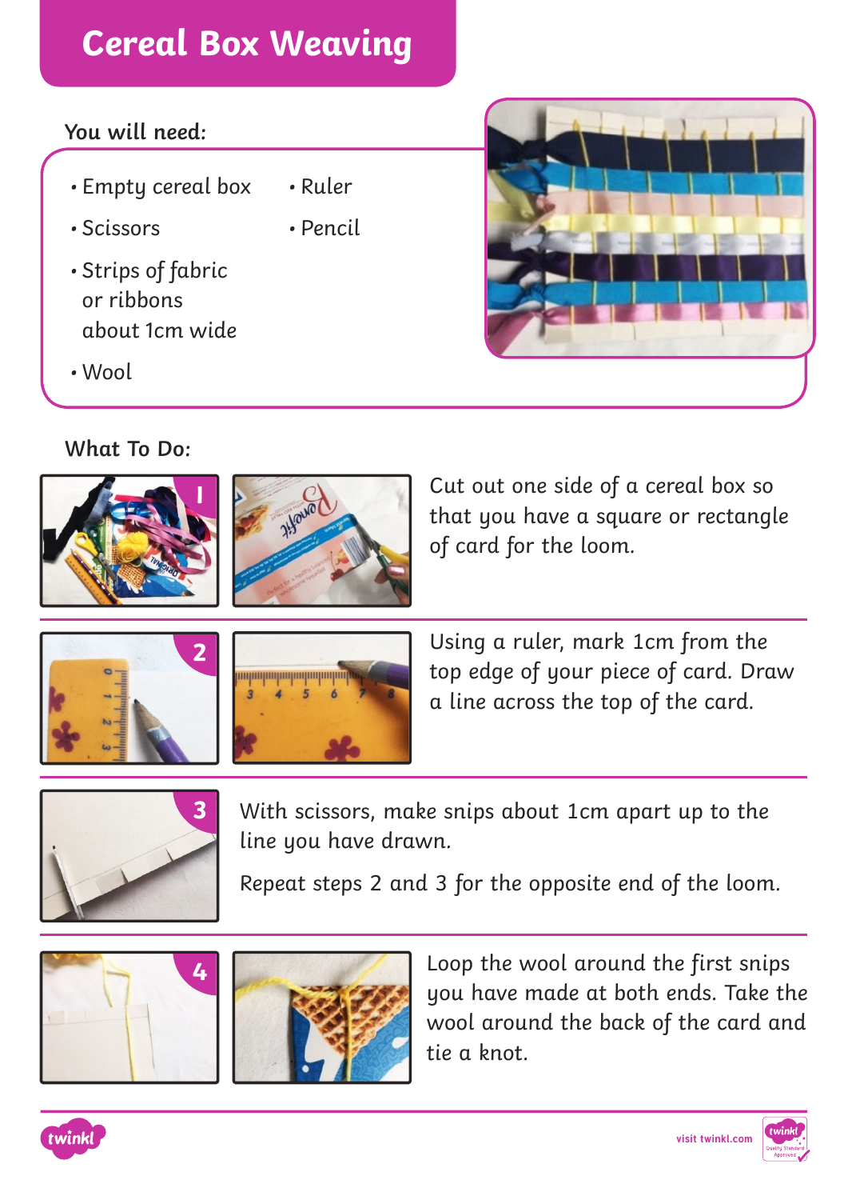# Cereal Box Weaving

**You will need:**

- Empty cereal box
- Scissors
- Strips of fabric or ribbons about 1cm wide
- Wool
- Ruler
- Pencil

**What To Do:**

1. Cut out one side of a cereal box so that you have a square or rectangle of card for the loom.

2. Using a ruler, mark 1cm from the top edge of your piece of card. Draw a line across the top of the card.

3. With scissors, make snips about 1cm apart up to the line you have drawn.

   Repeat steps 2 and 3 for the opposite end of the loom.

4. Loop the wool around the first snips you have made at both ends. Take the wool around the back of the card and tie a knot.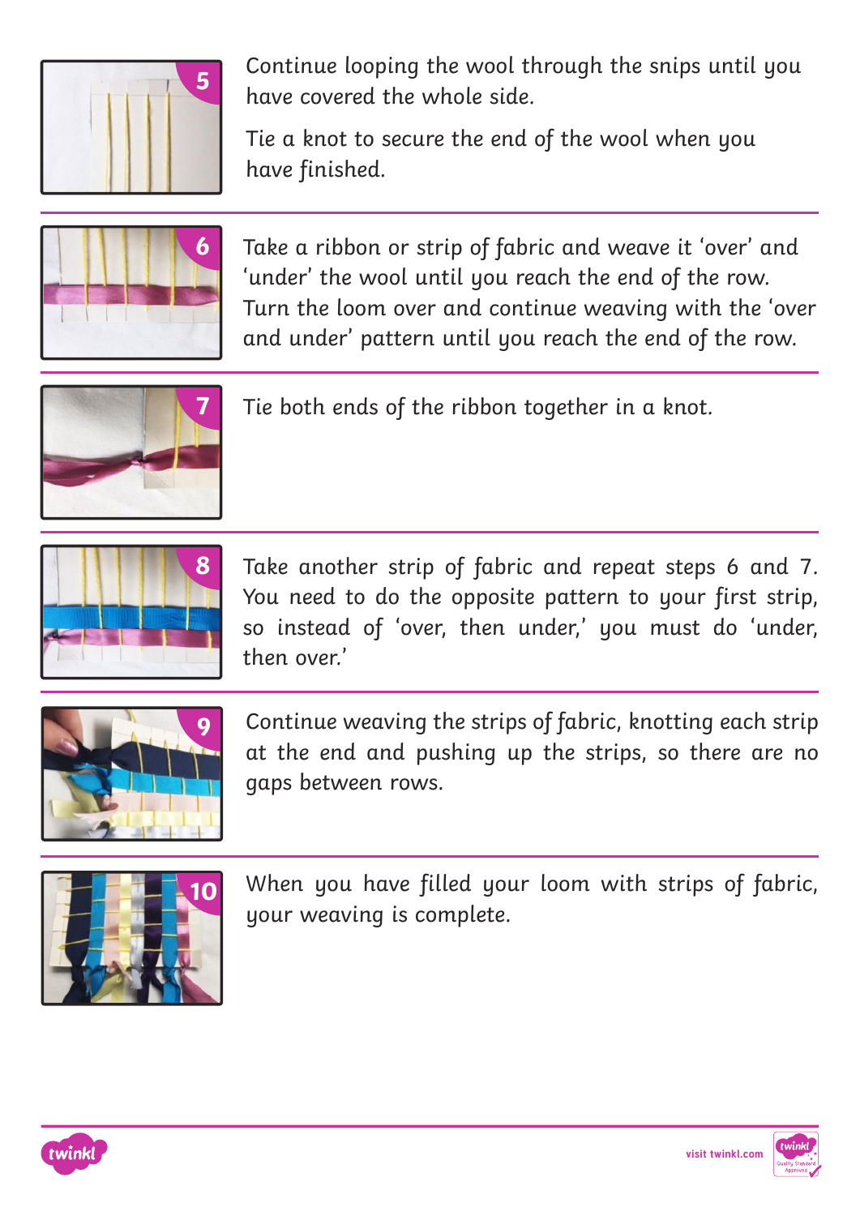5

Continue looping the wool through the snips until you have covered the whole side.

Tie a knot to secure the end of the wool when you have finished.

6

Take a ribbon or strip of fabric and weave it 'over' and 'under' the wool until you reach the end of the row. Turn the loom over and continue weaving with the 'over and under' pattern until you reach the end of the row.

7

Tie both ends of the ribbon together in a knot.

8

Take another strip of fabric and repeat steps 6 and 7. You need to do the opposite pattern to your first strip, so instead of 'over, then under,' you must do 'under, then over.'

9

Continue weaving the strips of fabric, knotting each strip at the end and pushing up the strips, so there are no gaps between rows.

10

When you have filled your loom with strips of fabric, your weaving is complete.